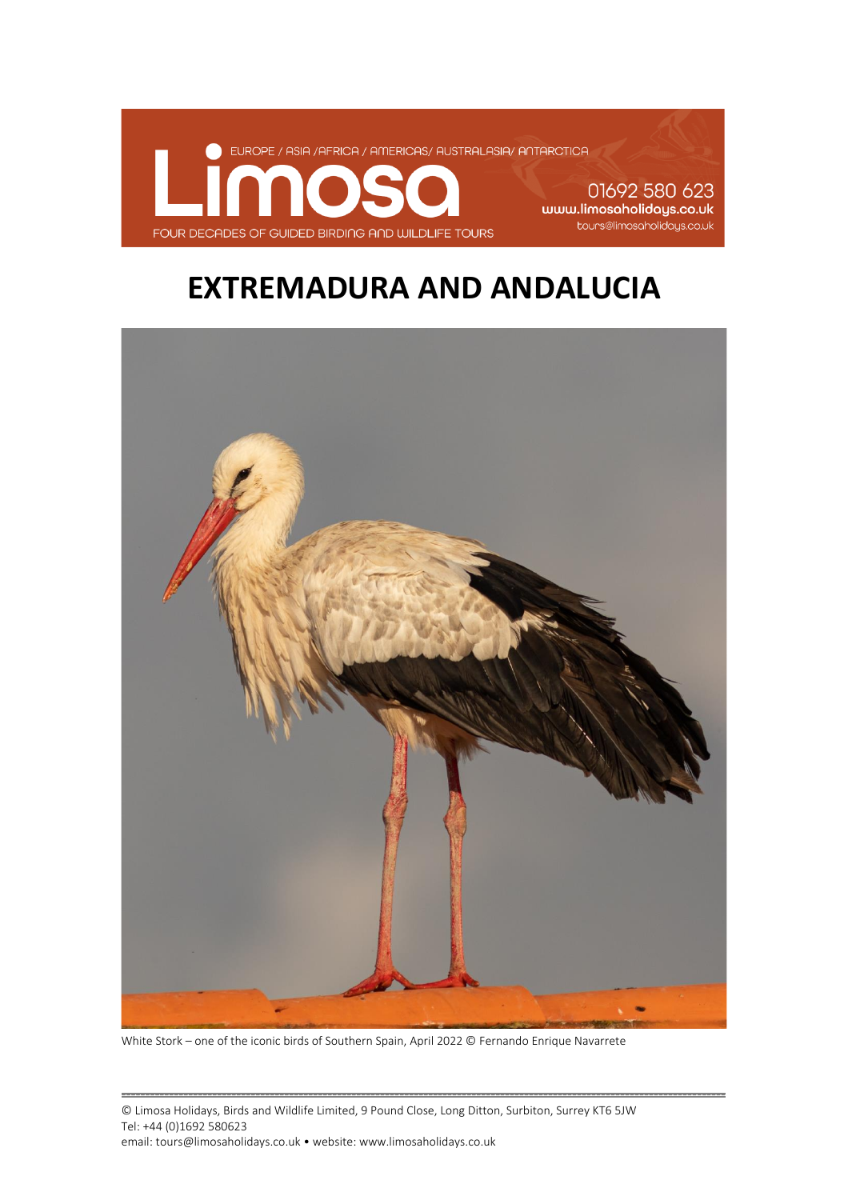EUROPE / ASIA /AFRICA / AMERICAS/ AUSTRALASIA/ ANTARCTICA

Limosa

FOUR DECADES OF GUIDED BIRDING AND WILDLIFE TOURS

01692 580 623
www.limosaholidays.co.uk
tours@limosaholidays.co.uk

# EXTREMADURA AND ANDALUCIA

White Stork – one of the iconic birds of Southern Spain, April 2022 © Fernando Enrique Navarrete

© Limosa Holidays, Birds and Wildlife Limited, 9 Pound Close, Long Ditton, Surbiton, Surrey KT6 5JW
Tel: +44 (0)1692 580623
email: tours@limosaholidays.co.uk • website: www.limosaholidays.co.uk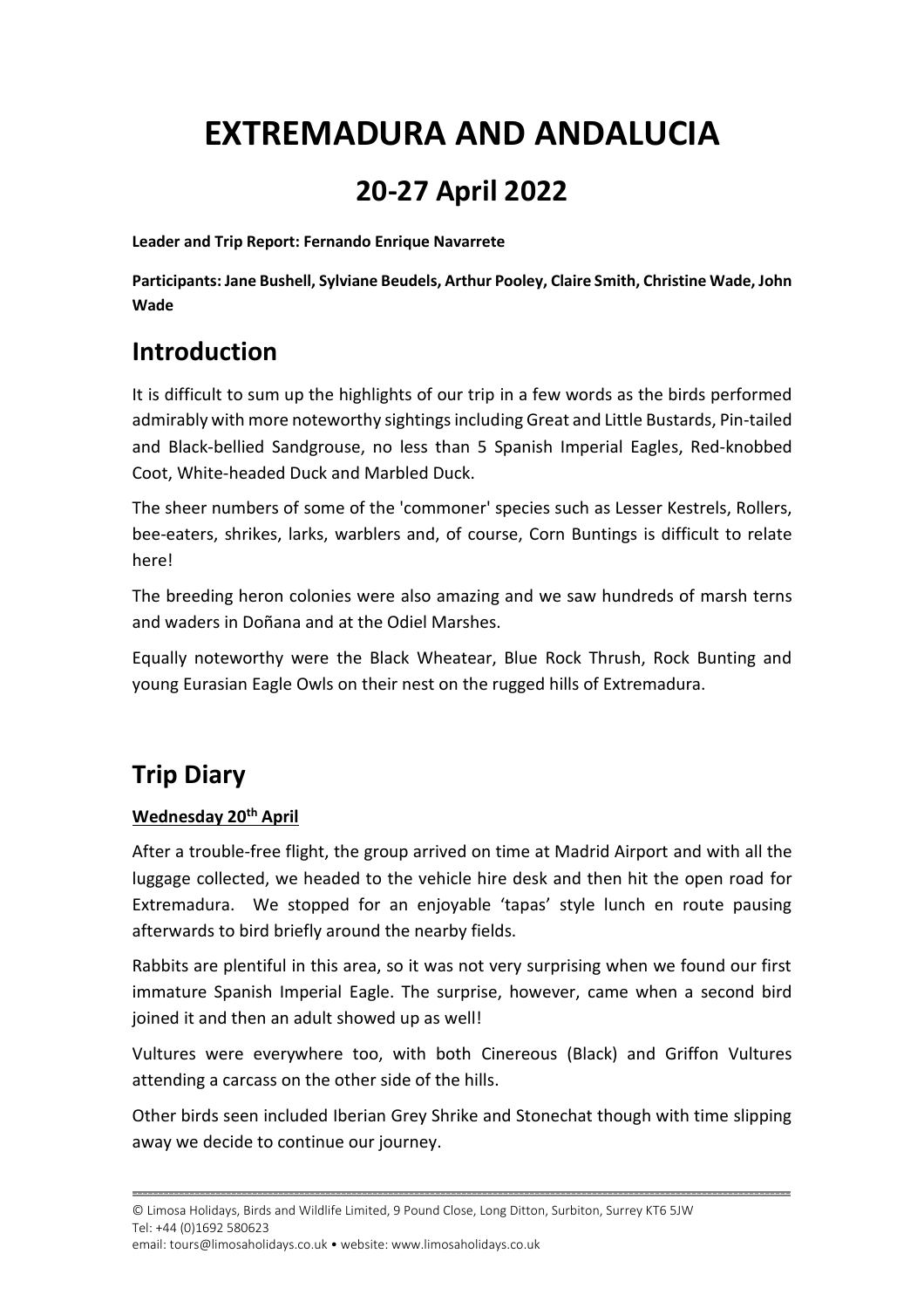# EXTREMADURA AND ANDALUCIA

## 20-27 April 2022

**Leader and Trip Report: Fernando Enrique Navarrete**

**Participants: Jane Bushell, Sylviane Beudels, Arthur Pooley, Claire Smith, Christine Wade, John Wade**

## Introduction

It is difficult to sum up the highlights of our trip in a few words as the birds performed admirably with more noteworthy sightings including Great and Little Bustards, Pin-tailed and Black-bellied Sandgrouse, no less than 5 Spanish Imperial Eagles, Red-knobbed Coot, White-headed Duck and Marbled Duck.

The sheer numbers of some of the 'commoner' species such as Lesser Kestrels, Rollers, bee-eaters, shrikes, larks, warblers and, of course, Corn Buntings is difficult to relate here!

The breeding heron colonies were also amazing and we saw hundreds of marsh terns and waders in Doñana and at the Odiel Marshes.

Equally noteworthy were the Black Wheatear, Blue Rock Thrush, Rock Bunting and young Eurasian Eagle Owls on their nest on the rugged hills of Extremadura.

## Trip Diary

### Wednesday 20th April

After a trouble-free flight, the group arrived on time at Madrid Airport and with all the luggage collected, we headed to the vehicle hire desk and then hit the open road for Extremadura. We stopped for an enjoyable 'tapas' style lunch en route pausing afterwards to bird briefly around the nearby fields.

Rabbits are plentiful in this area, so it was not very surprising when we found our first immature Spanish Imperial Eagle. The surprise, however, came when a second bird joined it and then an adult showed up as well!

Vultures were everywhere too, with both Cinereous (Black) and Griffon Vultures attending a carcass on the other side of the hills.

Other birds seen included Iberian Grey Shrike and Stonechat though with time slipping away we decide to continue our journey.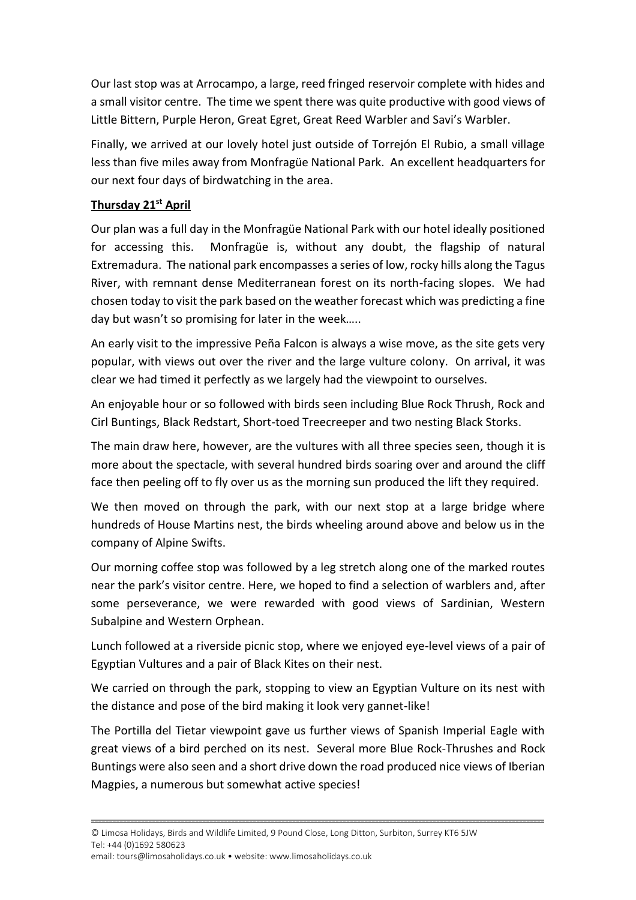Our last stop was at Arrocampo, a large, reed fringed reservoir complete with hides and a small visitor centre. The time we spent there was quite productive with good views of Little Bittern, Purple Heron, Great Egret, Great Reed Warbler and Savi's Warbler.

Finally, we arrived at our lovely hotel just outside of Torrejón El Rubio, a small village less than five miles away from Monfragüe National Park. An excellent headquarters for our next four days of birdwatching in the area.

**Thursday 21st April**

Our plan was a full day in the Monfragüe National Park with our hotel ideally positioned for accessing this. Monfragüe is, without any doubt, the flagship of natural Extremadura. The national park encompasses a series of low, rocky hills along the Tagus River, with remnant dense Mediterranean forest on its north-facing slopes. We had chosen today to visit the park based on the weather forecast which was predicting a fine day but wasn't so promising for later in the week…..

An early visit to the impressive Peña Falcon is always a wise move, as the site gets very popular, with views out over the river and the large vulture colony. On arrival, it was clear we had timed it perfectly as we largely had the viewpoint to ourselves.

An enjoyable hour or so followed with birds seen including Blue Rock Thrush, Rock and Cirl Buntings, Black Redstart, Short-toed Treecreeper and two nesting Black Storks.

The main draw here, however, are the vultures with all three species seen, though it is more about the spectacle, with several hundred birds soaring over and around the cliff face then peeling off to fly over us as the morning sun produced the lift they required.

We then moved on through the park, with our next stop at a large bridge where hundreds of House Martins nest, the birds wheeling around above and below us in the company of Alpine Swifts.

Our morning coffee stop was followed by a leg stretch along one of the marked routes near the park's visitor centre. Here, we hoped to find a selection of warblers and, after some perseverance, we were rewarded with good views of Sardinian, Western Subalpine and Western Orphean.

Lunch followed at a riverside picnic stop, where we enjoyed eye-level views of a pair of Egyptian Vultures and a pair of Black Kites on their nest.

We carried on through the park, stopping to view an Egyptian Vulture on its nest with the distance and pose of the bird making it look very gannet-like!

The Portilla del Tietar viewpoint gave us further views of Spanish Imperial Eagle with great views of a bird perched on its nest. Several more Blue Rock-Thrushes and Rock Buntings were also seen and a short drive down the road produced nice views of Iberian Magpies, a numerous but somewhat active species!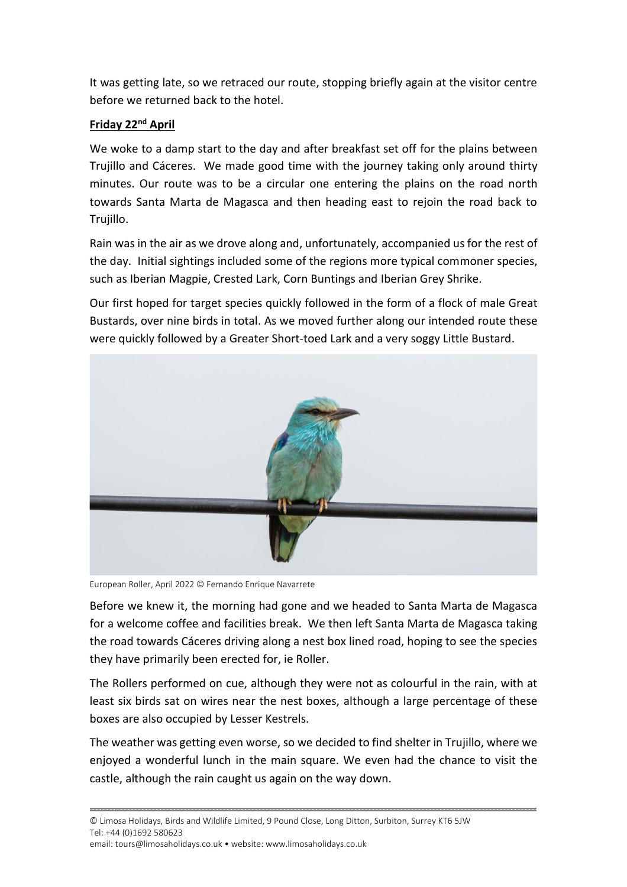It was getting late, so we retraced our route, stopping briefly again at the visitor centre before we returned back to the hotel.

**Friday 22nd April**

We woke to a damp start to the day and after breakfast set off for the plains between Trujillo and Cáceres. We made good time with the journey taking only around thirty minutes. Our route was to be a circular one entering the plains on the road north towards Santa Marta de Magasca and then heading east to rejoin the road back to Trujillo.

Rain was in the air as we drove along and, unfortunately, accompanied us for the rest of the day. Initial sightings included some of the regions more typical commoner species, such as Iberian Magpie, Crested Lark, Corn Buntings and Iberian Grey Shrike.

Our first hoped for target species quickly followed in the form of a flock of male Great Bustards, over nine birds in total. As we moved further along our intended route these were quickly followed by a Greater Short-toed Lark and a very soggy Little Bustard.

European Roller, April 2022 © Fernando Enrique Navarrete

Before we knew it, the morning had gone and we headed to Santa Marta de Magasca for a welcome coffee and facilities break. We then left Santa Marta de Magasca taking the road towards Cáceres driving along a nest box lined road, hoping to see the species they have primarily been erected for, ie Roller.

The Rollers performed on cue, although they were not as colourful in the rain, with at least six birds sat on wires near the nest boxes, although a large percentage of these boxes are also occupied by Lesser Kestrels.

The weather was getting even worse, so we decided to find shelter in Trujillo, where we enjoyed a wonderful lunch in the main square. We even had the chance to visit the castle, although the rain caught us again on the way down.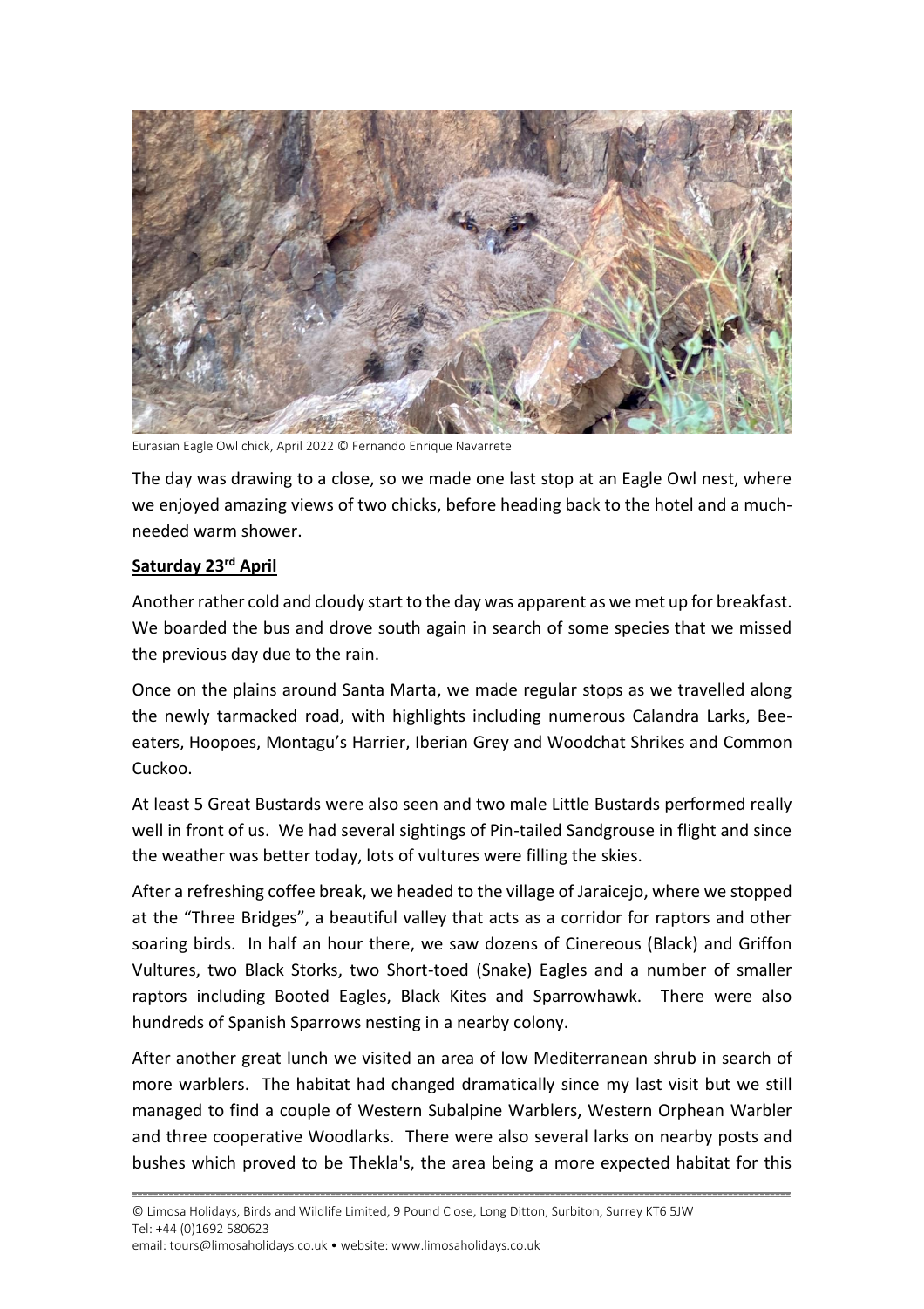Eurasian Eagle Owl chick, April 2022 © Fernando Enrique Navarrete

The day was drawing to a close, so we made one last stop at an Eagle Owl nest, where we enjoyed amazing views of two chicks, before heading back to the hotel and a much-needed warm shower.

**Saturday 23rd April**

Another rather cold and cloudy start to the day was apparent as we met up for breakfast. We boarded the bus and drove south again in search of some species that we missed the previous day due to the rain.

Once on the plains around Santa Marta, we made regular stops as we travelled along the newly tarmacked road, with highlights including numerous Calandra Larks, Bee-eaters, Hoopoes, Montagu's Harrier, Iberian Grey and Woodchat Shrikes and Common Cuckoo.

At least 5 Great Bustards were also seen and two male Little Bustards performed really well in front of us. We had several sightings of Pin-tailed Sandgrouse in flight and since the weather was better today, lots of vultures were filling the skies.

After a refreshing coffee break, we headed to the village of Jaraicejo, where we stopped at the "Three Bridges", a beautiful valley that acts as a corridor for raptors and other soaring birds. In half an hour there, we saw dozens of Cinereous (Black) and Griffon Vultures, two Black Storks, two Short-toed (Snake) Eagles and a number of smaller raptors including Booted Eagles, Black Kites and Sparrowhawk. There were also hundreds of Spanish Sparrows nesting in a nearby colony.

After another great lunch we visited an area of low Mediterranean shrub in search of more warblers. The habitat had changed dramatically since my last visit but we still managed to find a couple of Western Subalpine Warblers, Western Orphean Warbler and three cooperative Woodlarks. There were also several larks on nearby posts and bushes which proved to be Thekla's, the area being a more expected habitat for this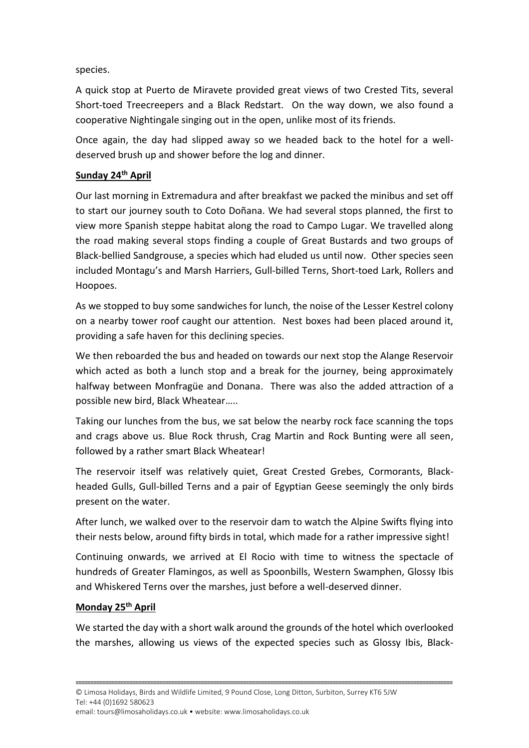species.

A quick stop at Puerto de Miravete provided great views of two Crested Tits, several Short-toed Treecreepers and a Black Redstart. On the way down, we also found a cooperative Nightingale singing out in the open, unlike most of its friends.

Once again, the day had slipped away so we headed back to the hotel for a well-deserved brush up and shower before the log and dinner.

**Sunday 24th April**

Our last morning in Extremadura and after breakfast we packed the minibus and set off to start our journey south to Coto Doñana. We had several stops planned, the first to view more Spanish steppe habitat along the road to Campo Lugar. We travelled along the road making several stops finding a couple of Great Bustards and two groups of Black-bellied Sandgrouse, a species which had eluded us until now. Other species seen included Montagu's and Marsh Harriers, Gull-billed Terns, Short-toed Lark, Rollers and Hoopoes.

As we stopped to buy some sandwiches for lunch, the noise of the Lesser Kestrel colony on a nearby tower roof caught our attention. Nest boxes had been placed around it, providing a safe haven for this declining species.

We then reboarded the bus and headed on towards our next stop the Alange Reservoir which acted as both a lunch stop and a break for the journey, being approximately halfway between Monfragüe and Donana. There was also the added attraction of a possible new bird, Black Wheatear…..

Taking our lunches from the bus, we sat below the nearby rock face scanning the tops and crags above us. Blue Rock thrush, Crag Martin and Rock Bunting were all seen, followed by a rather smart Black Wheatear!

The reservoir itself was relatively quiet, Great Crested Grebes, Cormorants, Black-headed Gulls, Gull-billed Terns and a pair of Egyptian Geese seemingly the only birds present on the water.

After lunch, we walked over to the reservoir dam to watch the Alpine Swifts flying into their nests below, around fifty birds in total, which made for a rather impressive sight!

Continuing onwards, we arrived at El Rocio with time to witness the spectacle of hundreds of Greater Flamingos, as well as Spoonbills, Western Swamphen, Glossy Ibis and Whiskered Terns over the marshes, just before a well-deserved dinner.

**Monday 25th April**

We started the day with a short walk around the grounds of the hotel which overlooked the marshes, allowing us views of the expected species such as Glossy Ibis, Black-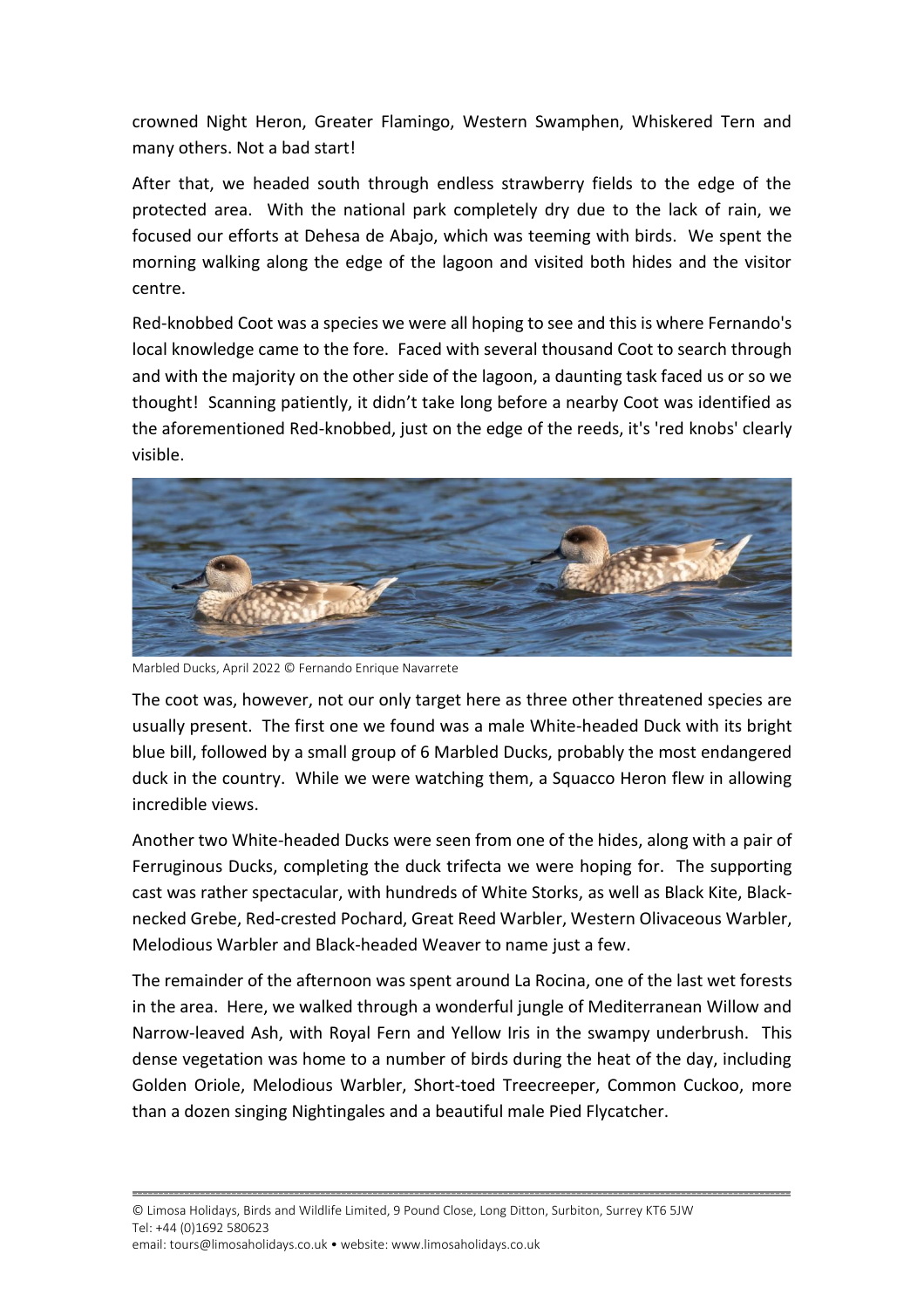crowned Night Heron, Greater Flamingo, Western Swamphen, Whiskered Tern and many others. Not a bad start!

After that, we headed south through endless strawberry fields to the edge of the protected area. With the national park completely dry due to the lack of rain, we focused our efforts at Dehesa de Abajo, which was teeming with birds. We spent the morning walking along the edge of the lagoon and visited both hides and the visitor centre.

Red-knobbed Coot was a species we were all hoping to see and this is where Fernando's local knowledge came to the fore. Faced with several thousand Coot to search through and with the majority on the other side of the lagoon, a daunting task faced us or so we thought! Scanning patiently, it didn't take long before a nearby Coot was identified as the aforementioned Red-knobbed, just on the edge of the reeds, it's 'red knobs' clearly visible.

Marbled Ducks, April 2022 © Fernando Enrique Navarrete

The coot was, however, not our only target here as three other threatened species are usually present. The first one we found was a male White-headed Duck with its bright blue bill, followed by a small group of 6 Marbled Ducks, probably the most endangered duck in the country. While we were watching them, a Squacco Heron flew in allowing incredible views.

Another two White-headed Ducks were seen from one of the hides, along with a pair of Ferruginous Ducks, completing the duck trifecta we were hoping for. The supporting cast was rather spectacular, with hundreds of White Storks, as well as Black Kite, Black-necked Grebe, Red-crested Pochard, Great Reed Warbler, Western Olivaceous Warbler, Melodious Warbler and Black-headed Weaver to name just a few.

The remainder of the afternoon was spent around La Rocina, one of the last wet forests in the area. Here, we walked through a wonderful jungle of Mediterranean Willow and Narrow-leaved Ash, with Royal Fern and Yellow Iris in the swampy underbrush. This dense vegetation was home to a number of birds during the heat of the day, including Golden Oriole, Melodious Warbler, Short-toed Treecreeper, Common Cuckoo, more than a dozen singing Nightingales and a beautiful male Pied Flycatcher.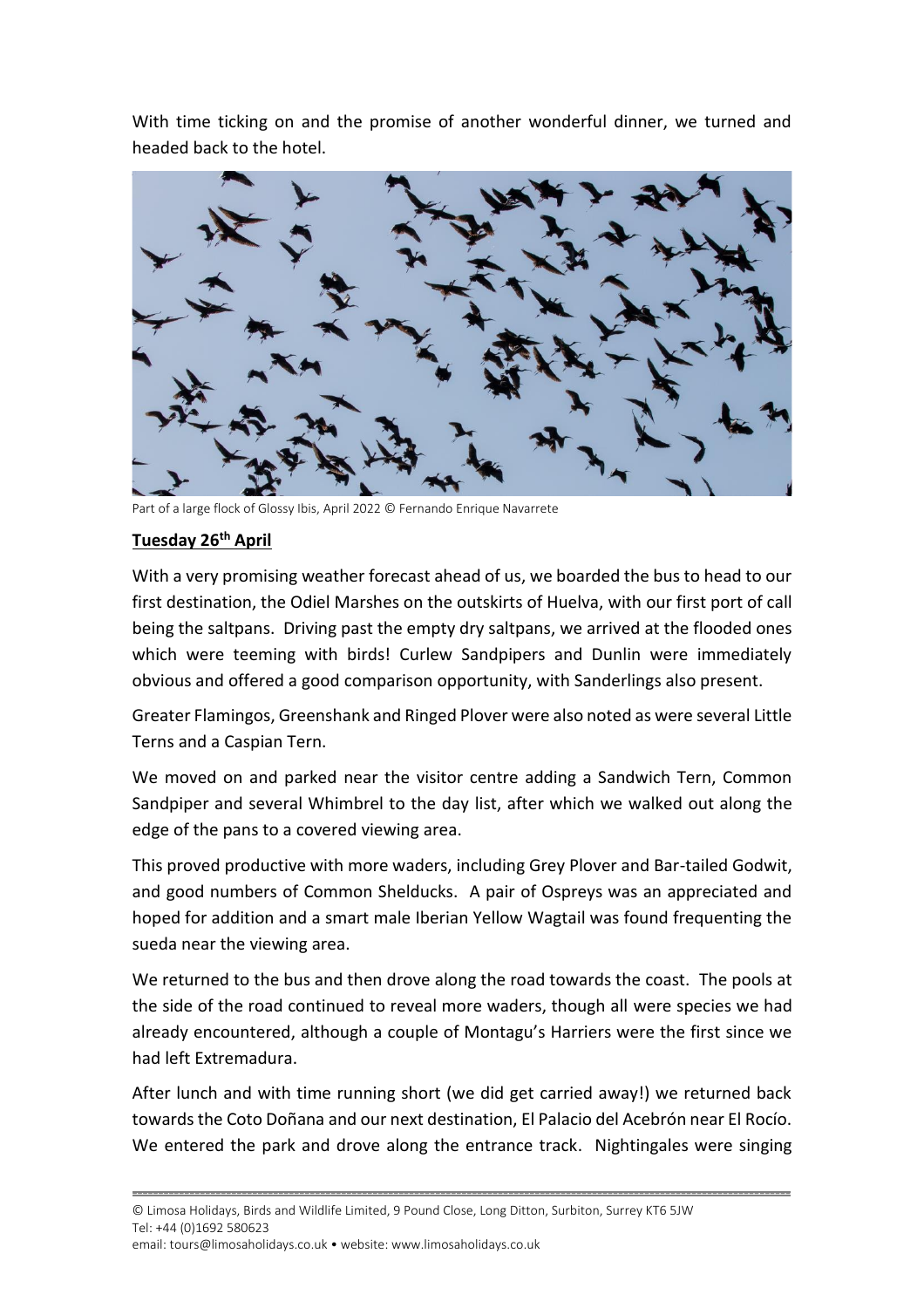With time ticking on and the promise of another wonderful dinner, we turned and headed back to the hotel.

Part of a large flock of Glossy Ibis, April 2022 © Fernando Enrique Navarrete

**Tuesday 26th April**

With a very promising weather forecast ahead of us, we boarded the bus to head to our first destination, the Odiel Marshes on the outskirts of Huelva, with our first port of call being the saltpans. Driving past the empty dry saltpans, we arrived at the flooded ones which were teeming with birds! Curlew Sandpipers and Dunlin were immediately obvious and offered a good comparison opportunity, with Sanderlings also present.

Greater Flamingos, Greenshank and Ringed Plover were also noted as were several Little Terns and a Caspian Tern.

We moved on and parked near the visitor centre adding a Sandwich Tern, Common Sandpiper and several Whimbrel to the day list, after which we walked out along the edge of the pans to a covered viewing area.

This proved productive with more waders, including Grey Plover and Bar-tailed Godwit, and good numbers of Common Shelducks. A pair of Ospreys was an appreciated and hoped for addition and a smart male Iberian Yellow Wagtail was found frequenting the sueda near the viewing area.

We returned to the bus and then drove along the road towards the coast. The pools at the side of the road continued to reveal more waders, though all were species we had already encountered, although a couple of Montagu's Harriers were the first since we had left Extremadura.

After lunch and with time running short (we did get carried away!) we returned back towards the Coto Doñana and our next destination, El Palacio del Acebrón near El Rocío. We entered the park and drove along the entrance track. Nightingales were singing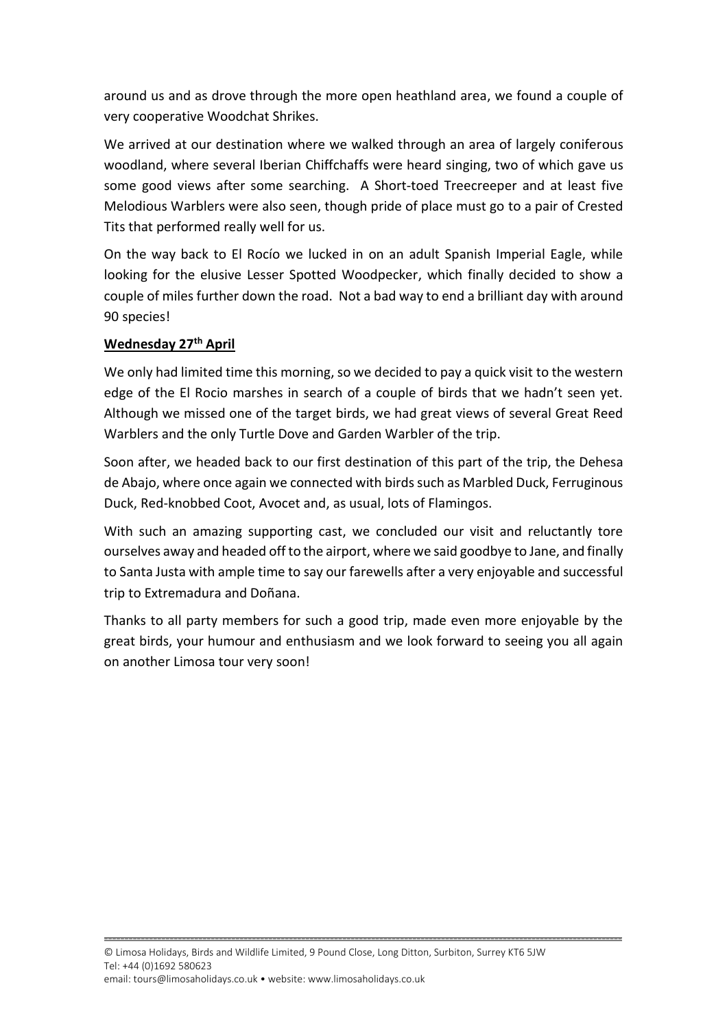around us and as drove through the more open heathland area, we found a couple of very cooperative Woodchat Shrikes.

We arrived at our destination where we walked through an area of largely coniferous woodland, where several Iberian Chiffchaffs were heard singing, two of which gave us some good views after some searching. A Short-toed Treecreeper and at least five Melodious Warblers were also seen, though pride of place must go to a pair of Crested Tits that performed really well for us.

On the way back to El Rocío we lucked in on an adult Spanish Imperial Eagle, while looking for the elusive Lesser Spotted Woodpecker, which finally decided to show a couple of miles further down the road. Not a bad way to end a brilliant day with around 90 species!

**Wednesday 27th April**

We only had limited time this morning, so we decided to pay a quick visit to the western edge of the El Rocio marshes in search of a couple of birds that we hadn't seen yet. Although we missed one of the target birds, we had great views of several Great Reed Warblers and the only Turtle Dove and Garden Warbler of the trip.

Soon after, we headed back to our first destination of this part of the trip, the Dehesa de Abajo, where once again we connected with birds such as Marbled Duck, Ferruginous Duck, Red-knobbed Coot, Avocet and, as usual, lots of Flamingos.

With such an amazing supporting cast, we concluded our visit and reluctantly tore ourselves away and headed off to the airport, where we said goodbye to Jane, and finally to Santa Justa with ample time to say our farewells after a very enjoyable and successful trip to Extremadura and Doñana.

Thanks to all party members for such a good trip, made even more enjoyable by the great birds, your humour and enthusiasm and we look forward to seeing you all again on another Limosa tour very soon!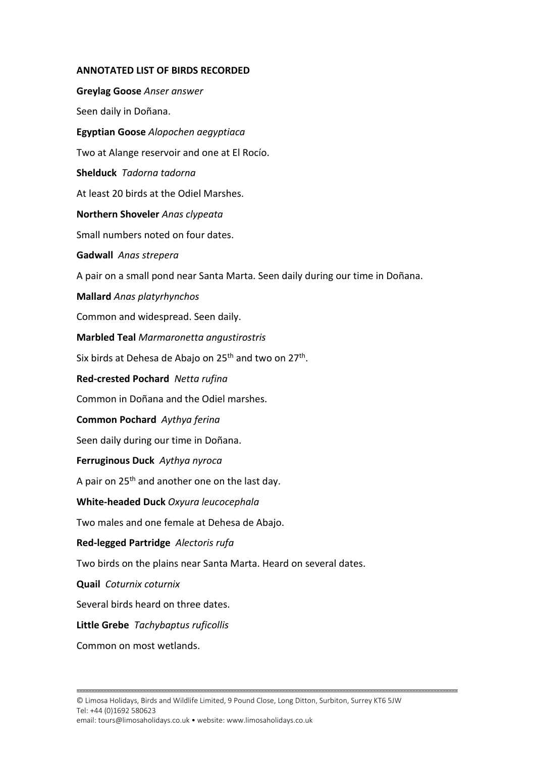**ANNOTATED LIST OF BIRDS RECORDED**

**Greylag Goose** *Anser answer*

Seen daily in Doñana.

**Egyptian Goose** *Alopochen aegyptiaca*

Two at Alange reservoir and one at El Rocío.

**Shelduck** *Tadorna tadorna*

At least 20 birds at the Odiel Marshes.

**Northern Shoveler** *Anas clypeata*

Small numbers noted on four dates.

**Gadwall** *Anas strepera*

A pair on a small pond near Santa Marta. Seen daily during our time in Doñana.

**Mallard** *Anas platyrhynchos*

Common and widespread. Seen daily.

**Marbled Teal** *Marmaronetta angustirostris*

Six birds at Dehesa de Abajo on 25th and two on 27th.

**Red-crested Pochard** *Netta rufina*

Common in Doñana and the Odiel marshes.

**Common Pochard** *Aythya ferina*

Seen daily during our time in Doñana.

**Ferruginous Duck** *Aythya nyroca*

A pair on 25th and another one on the last day.

**White-headed Duck** *Oxyura leucocephala*

Two males and one female at Dehesa de Abajo.

**Red-legged Partridge** *Alectoris rufa*

Two birds on the plains near Santa Marta. Heard on several dates.

**Quail** *Coturnix coturnix*

Several birds heard on three dates.

**Little Grebe** *Tachybaptus ruficollis*

Common on most wetlands.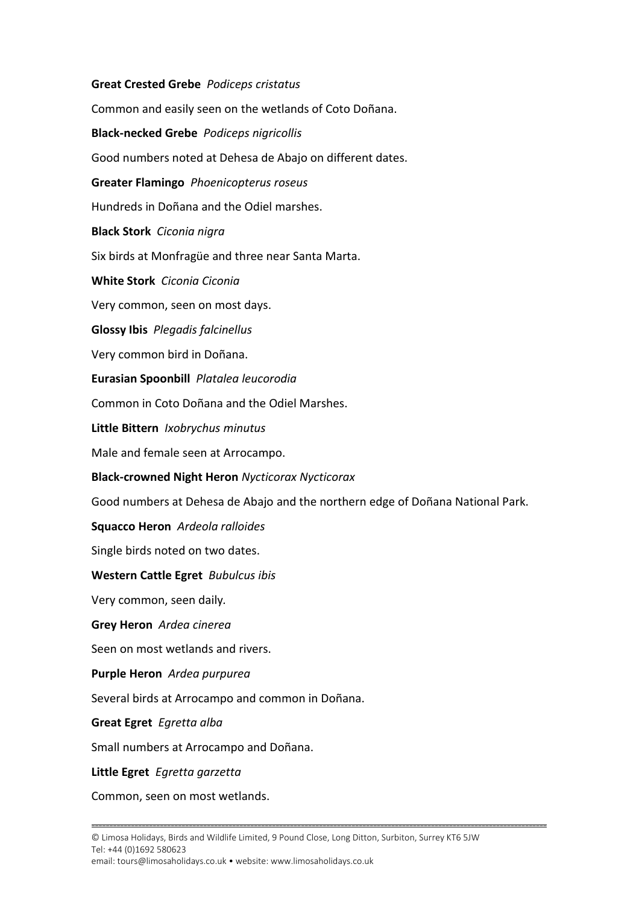**Great Crested Grebe** *Podiceps cristatus*

Common and easily seen on the wetlands of Coto Doñana.

**Black-necked Grebe** *Podiceps nigricollis*

Good numbers noted at Dehesa de Abajo on different dates.

**Greater Flamingo** *Phoenicopterus roseus*

Hundreds in Doñana and the Odiel marshes.

**Black Stork** *Ciconia nigra*

Six birds at Monfragüe and three near Santa Marta.

**White Stork** *Ciconia Ciconia*

Very common, seen on most days.

**Glossy Ibis** *Plegadis falcinellus*

Very common bird in Doñana.

**Eurasian Spoonbill** *Platalea leucorodia*

Common in Coto Doñana and the Odiel Marshes.

**Little Bittern** *Ixobrychus minutus*

Male and female seen at Arrocampo.

**Black-crowned Night Heron** *Nycticorax Nycticorax*

Good numbers at Dehesa de Abajo and the northern edge of Doñana National Park.

**Squacco Heron** *Ardeola ralloides*

Single birds noted on two dates.

**Western Cattle Egret** *Bubulcus ibis*

Very common, seen daily.

**Grey Heron** *Ardea cinerea*

Seen on most wetlands and rivers.

**Purple Heron** *Ardea purpurea*

Several birds at Arrocampo and common in Doñana.

**Great Egret** *Egretta alba*

Small numbers at Arrocampo and Doñana.

**Little Egret** *Egretta garzetta*

Common, seen on most wetlands.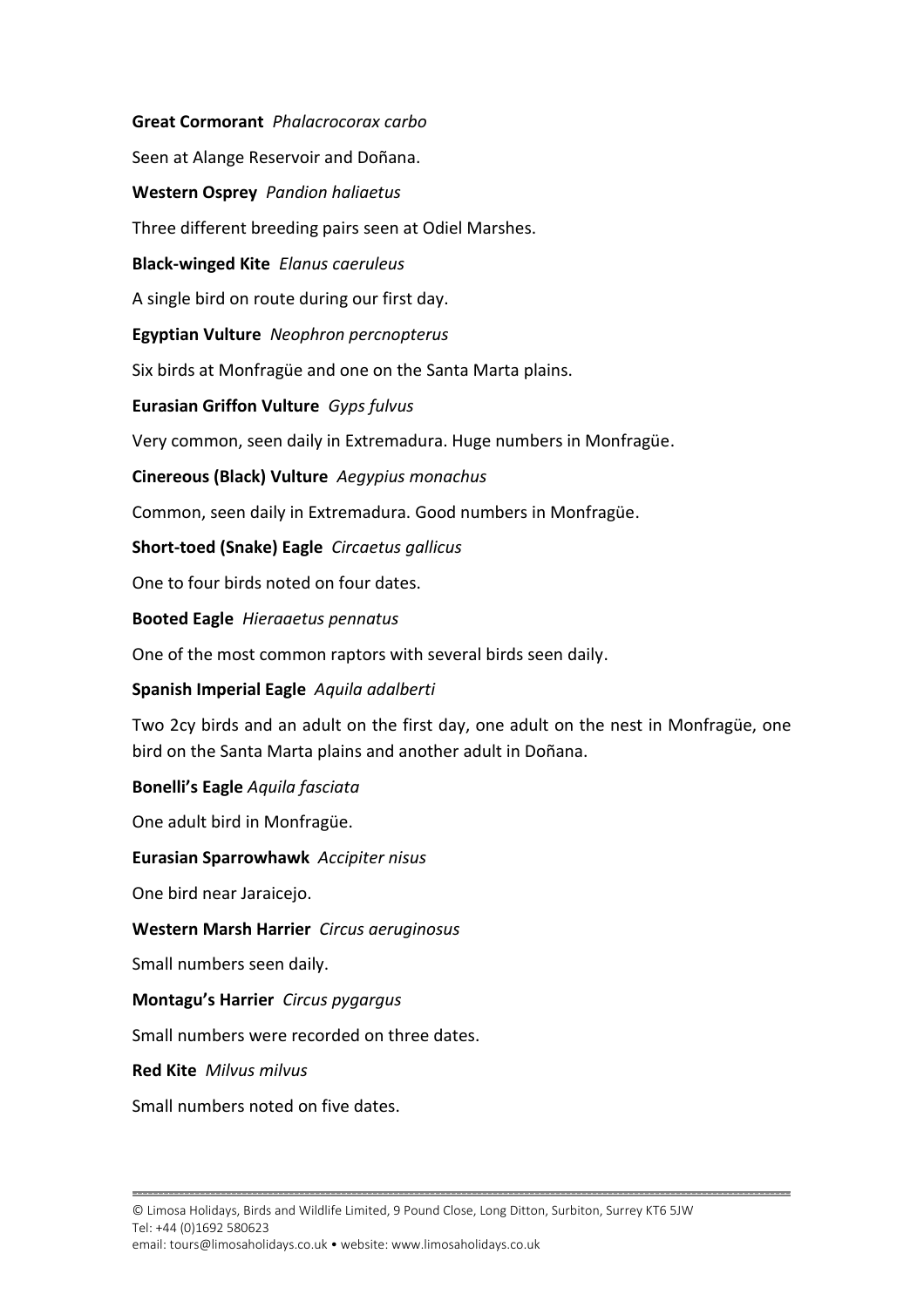**Great Cormorant** *Phalacrocorax carbo*

Seen at Alange Reservoir and Doñana.

**Western Osprey** *Pandion haliaetus*

Three different breeding pairs seen at Odiel Marshes.

**Black-winged Kite** *Elanus caeruleus*

A single bird on route during our first day.

**Egyptian Vulture** *Neophron percnopterus*

Six birds at Monfragüe and one on the Santa Marta plains.

**Eurasian Griffon Vulture** *Gyps fulvus*

Very common, seen daily in Extremadura. Huge numbers in Monfragüe.

**Cinereous (Black) Vulture** *Aegypius monachus*

Common, seen daily in Extremadura. Good numbers in Monfragüe.

**Short-toed (Snake) Eagle** *Circaetus gallicus*

One to four birds noted on four dates.

**Booted Eagle** *Hieraaetus pennatus*

One of the most common raptors with several birds seen daily.

**Spanish Imperial Eagle** *Aquila adalberti*

Two 2cy birds and an adult on the first day, one adult on the nest in Monfragüe, one bird on the Santa Marta plains and another adult in Doñana.

**Bonelli's Eagle** *Aquila fasciata*

One adult bird in Monfragüe.

**Eurasian Sparrowhawk** *Accipiter nisus*

One bird near Jaraicejo.

**Western Marsh Harrier** *Circus aeruginosus*

Small numbers seen daily.

**Montagu's Harrier** *Circus pygargus*

Small numbers were recorded on three dates.

**Red Kite** *Milvus milvus*

Small numbers noted on five dates.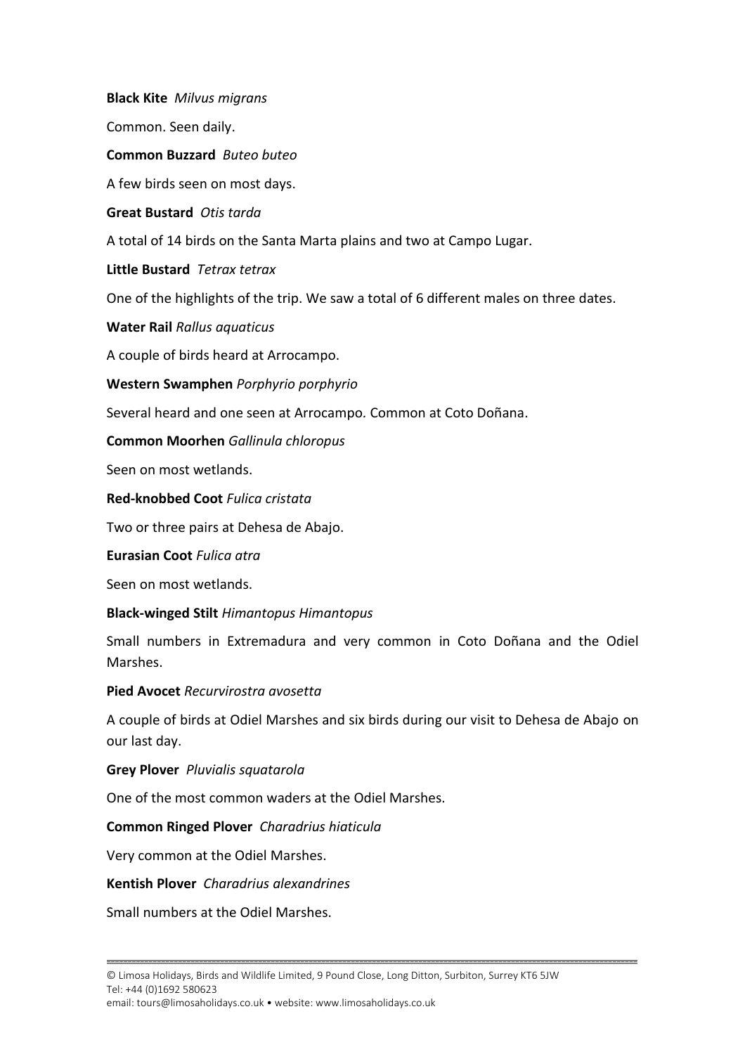**Black Kite** *Milvus migrans*

Common. Seen daily.

**Common Buzzard** *Buteo buteo*

A few birds seen on most days.

**Great Bustard** *Otis tarda*

A total of 14 birds on the Santa Marta plains and two at Campo Lugar.

**Little Bustard** *Tetrax tetrax*

One of the highlights of the trip. We saw a total of 6 different males on three dates.

**Water Rail** *Rallus aquaticus*

A couple of birds heard at Arrocampo.

**Western Swamphen** *Porphyrio porphyrio*

Several heard and one seen at Arrocampo. Common at Coto Doñana.

**Common Moorhen** *Gallinula chloropus*

Seen on most wetlands.

**Red-knobbed Coot** *Fulica cristata*

Two or three pairs at Dehesa de Abajo.

**Eurasian Coot** *Fulica atra*

Seen on most wetlands.

**Black-winged Stilt** *Himantopus Himantopus*

Small numbers in Extremadura and very common in Coto Doñana and the Odiel Marshes.

**Pied Avocet** *Recurvirostra avosetta*

A couple of birds at Odiel Marshes and six birds during our visit to Dehesa de Abajo on our last day.

**Grey Plover** *Pluvialis squatarola*

One of the most common waders at the Odiel Marshes.

**Common Ringed Plover** *Charadrius hiaticula*

Very common at the Odiel Marshes.

**Kentish Plover** *Charadrius alexandrines*

Small numbers at the Odiel Marshes.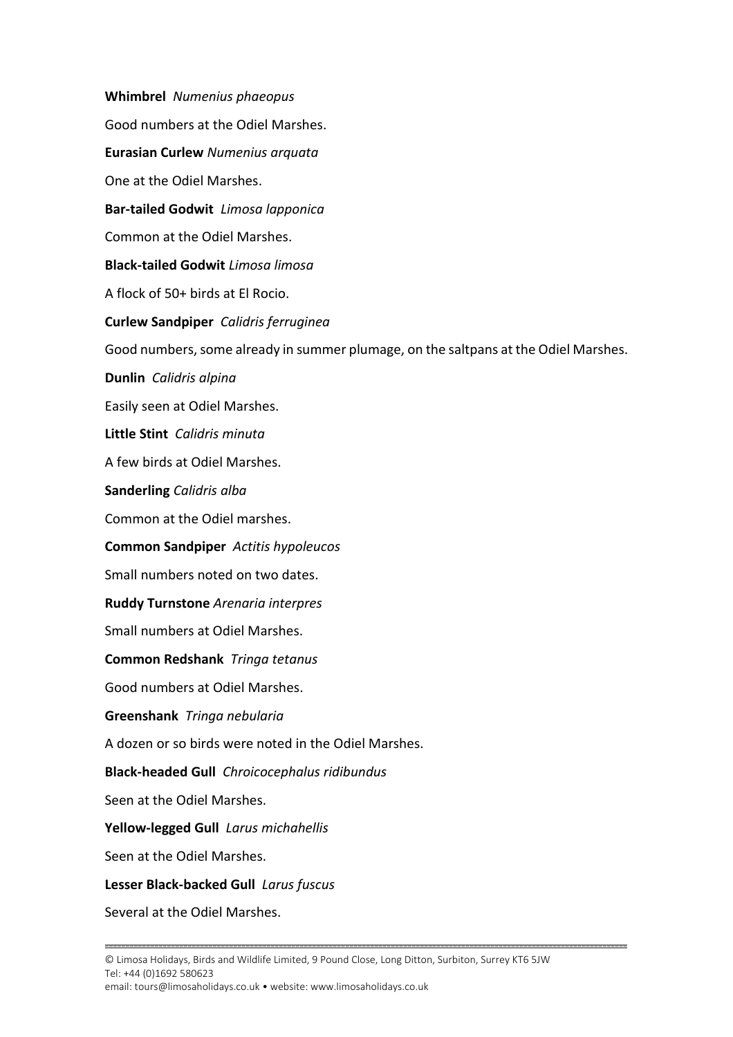**Whimbrel** *Numenius phaeopus*

Good numbers at the Odiel Marshes.

**Eurasian Curlew** *Numenius arquata*

One at the Odiel Marshes.

**Bar-tailed Godwit** *Limosa lapponica*

Common at the Odiel Marshes.

**Black-tailed Godwit** *Limosa limosa*

A flock of 50+ birds at El Rocio.

**Curlew Sandpiper** *Calidris ferruginea*

Good numbers, some already in summer plumage, on the saltpans at the Odiel Marshes.

**Dunlin** *Calidris alpina*

Easily seen at Odiel Marshes.

**Little Stint** *Calidris minuta*

A few birds at Odiel Marshes.

**Sanderling** *Calidris alba*

Common at the Odiel marshes.

**Common Sandpiper** *Actitis hypoleucos*

Small numbers noted on two dates.

**Ruddy Turnstone** *Arenaria interpres*

Small numbers at Odiel Marshes.

**Common Redshank** *Tringa tetanus*

Good numbers at Odiel Marshes.

**Greenshank** *Tringa nebularia*

A dozen or so birds were noted in the Odiel Marshes.

**Black-headed Gull** *Chroicocephalus ridibundus*

Seen at the Odiel Marshes.

**Yellow-legged Gull** *Larus michahellis*

Seen at the Odiel Marshes.

**Lesser Black-backed Gull** *Larus fuscus*

Several at the Odiel Marshes.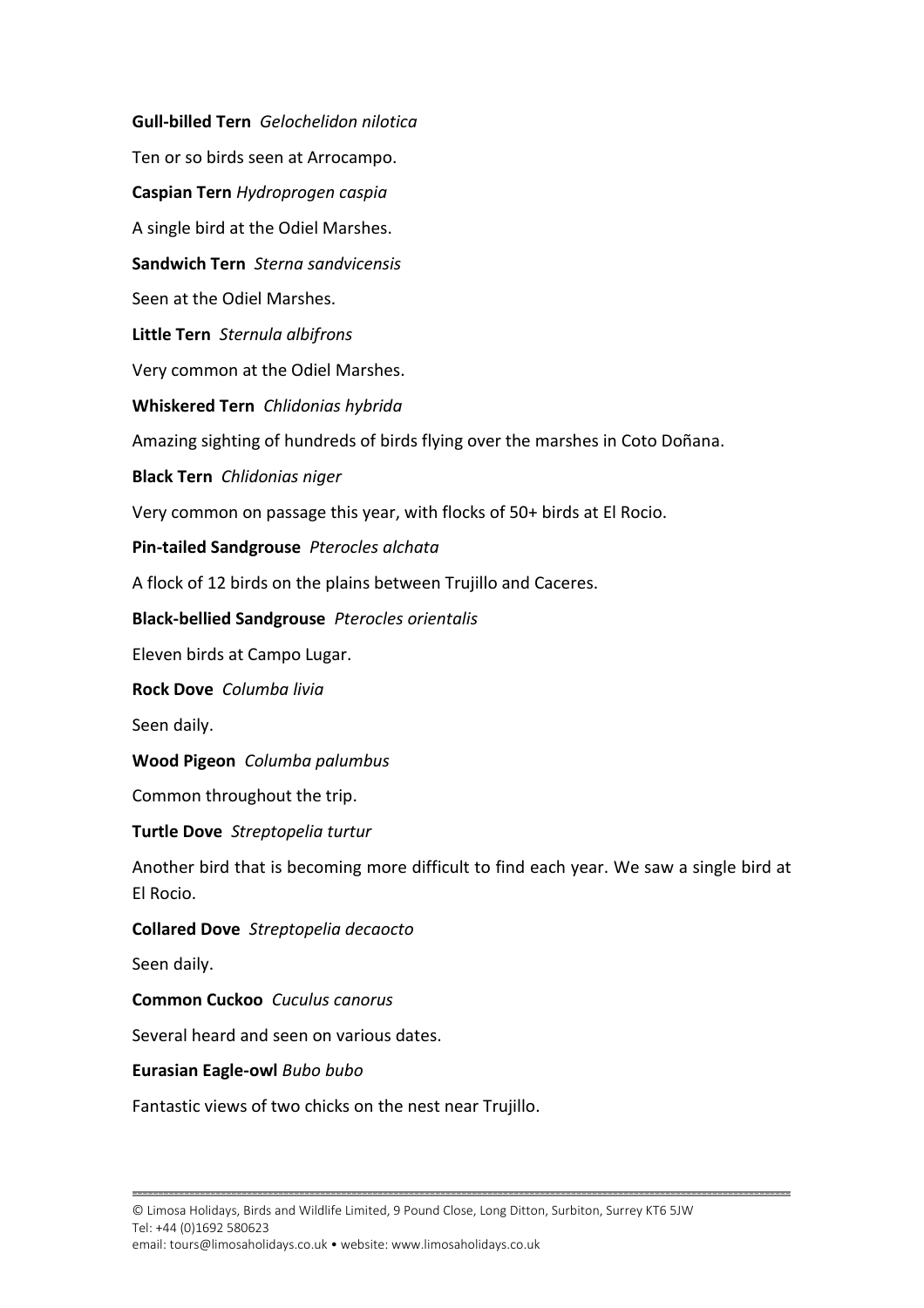**Gull-billed Tern** *Gelochelidon nilotica*

Ten or so birds seen at Arrocampo.

**Caspian Tern** *Hydroprogen caspia*

A single bird at the Odiel Marshes.

**Sandwich Tern** *Sterna sandvicensis*

Seen at the Odiel Marshes.

**Little Tern** *Sternula albifrons*

Very common at the Odiel Marshes.

**Whiskered Tern** *Chlidonias hybrida*

Amazing sighting of hundreds of birds flying over the marshes in Coto Doñana.

**Black Tern** *Chlidonias niger*

Very common on passage this year, with flocks of 50+ birds at El Rocio.

**Pin-tailed Sandgrouse** *Pterocles alchata*

A flock of 12 birds on the plains between Trujillo and Caceres.

**Black-bellied Sandgrouse** *Pterocles orientalis*

Eleven birds at Campo Lugar.

**Rock Dove** *Columba livia*

Seen daily.

**Wood Pigeon** *Columba palumbus*

Common throughout the trip.

**Turtle Dove** *Streptopelia turtur*

Another bird that is becoming more difficult to find each year. We saw a single bird at El Rocio.

**Collared Dove** *Streptopelia decaocto*

Seen daily.

**Common Cuckoo** *Cuculus canorus*

Several heard and seen on various dates.

**Eurasian Eagle-owl** *Bubo bubo*

Fantastic views of two chicks on the nest near Trujillo.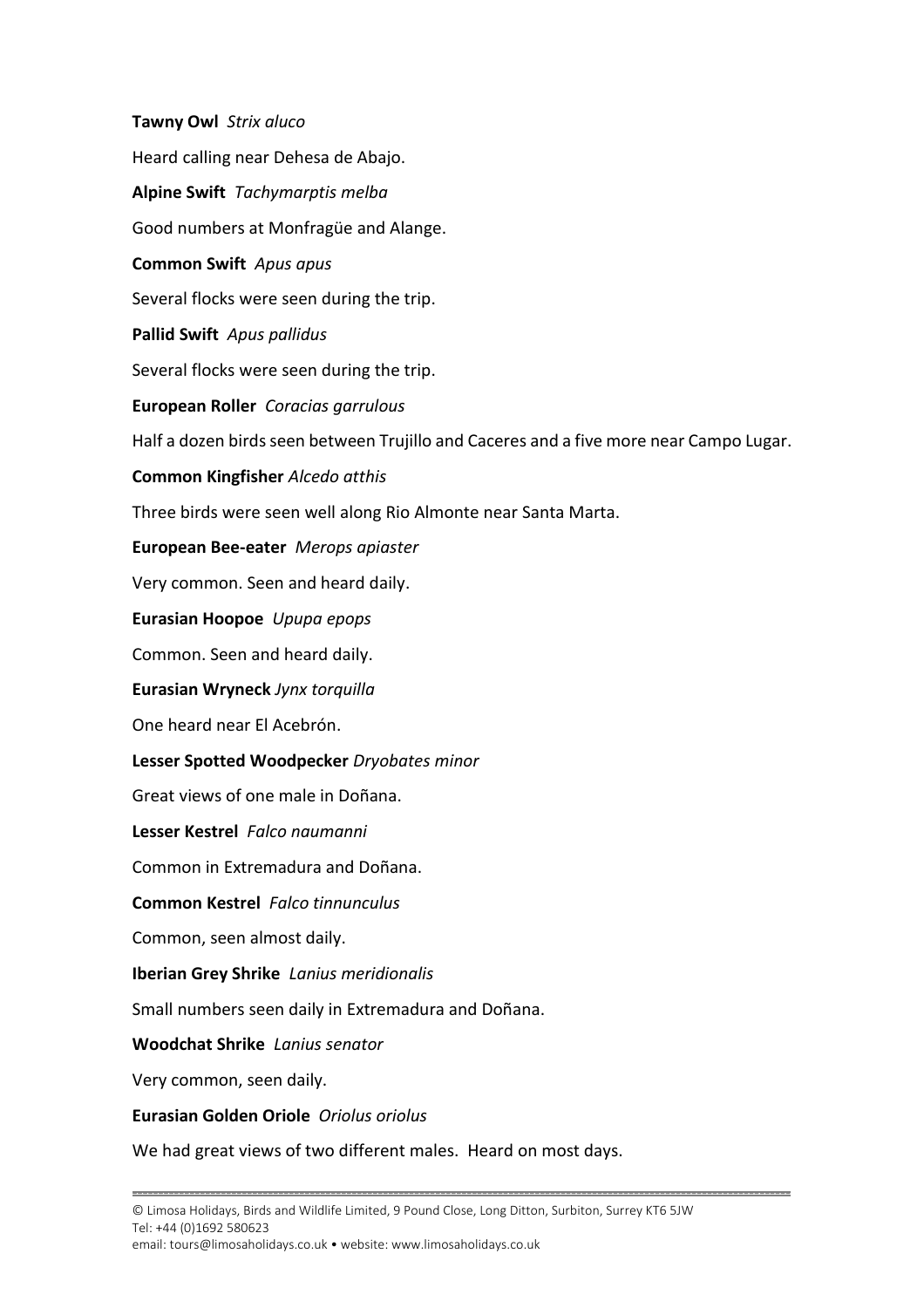**Tawny Owl** *Strix aluco*

Heard calling near Dehesa de Abajo.

**Alpine Swift** *Tachymarptis melba*

Good numbers at Monfragüe and Alange.

**Common Swift** *Apus apus*

Several flocks were seen during the trip.

**Pallid Swift** *Apus pallidus*

Several flocks were seen during the trip.

**European Roller** *Coracias garrulous*

Half a dozen birds seen between Trujillo and Caceres and a five more near Campo Lugar.

**Common Kingfisher** *Alcedo atthis*

Three birds were seen well along Rio Almonte near Santa Marta.

**European Bee-eater** *Merops apiaster*

Very common. Seen and heard daily.

**Eurasian Hoopoe** *Upupa epops*

Common. Seen and heard daily.

**Eurasian Wryneck** *Jynx torquilla*

One heard near El Acebrón.

**Lesser Spotted Woodpecker** *Dryobates minor*

Great views of one male in Doñana.

**Lesser Kestrel** *Falco naumanni*

Common in Extremadura and Doñana.

**Common Kestrel** *Falco tinnunculus*

Common, seen almost daily.

**Iberian Grey Shrike** *Lanius meridionalis*

Small numbers seen daily in Extremadura and Doñana.

**Woodchat Shrike** *Lanius senator*

Very common, seen daily.

**Eurasian Golden Oriole** *Oriolus oriolus*

We had great views of two different males. Heard on most days.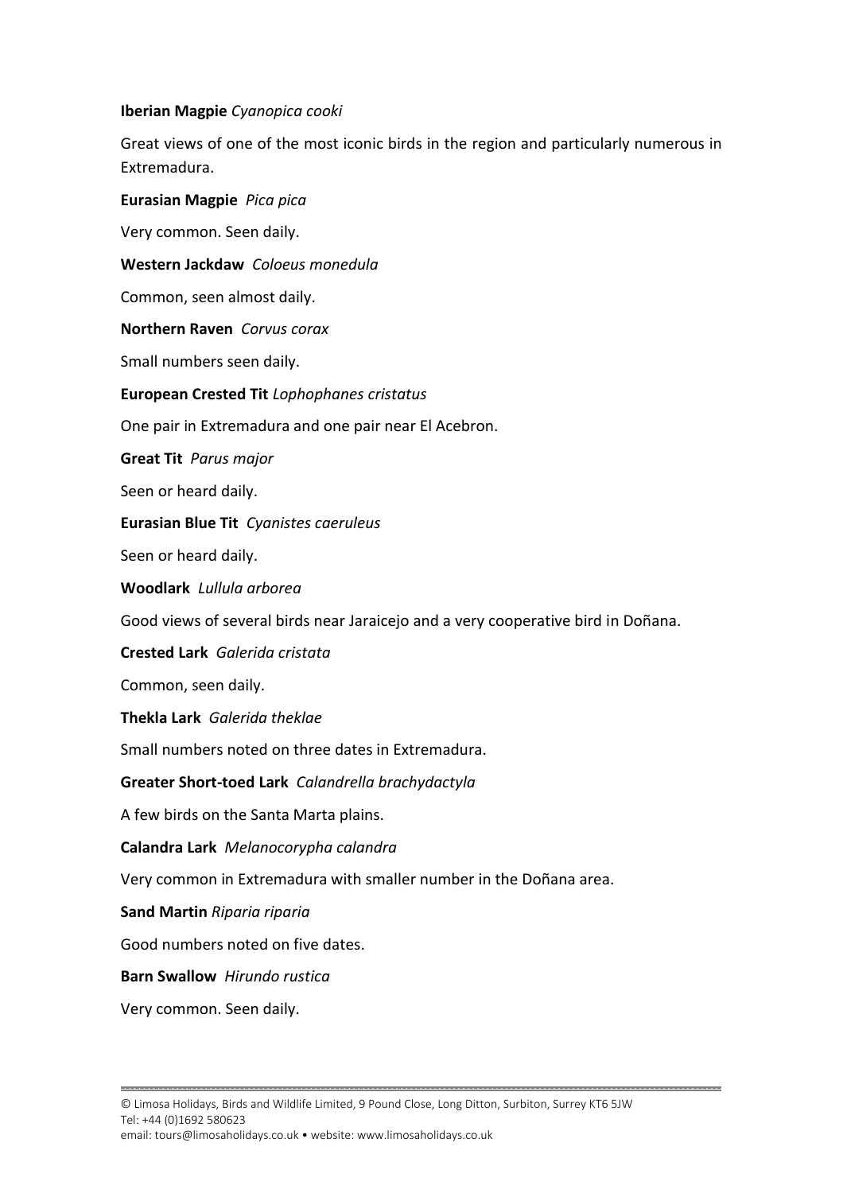**Iberian Magpie** *Cyanopica cooki*

Great views of one of the most iconic birds in the region and particularly numerous in Extremadura.

**Eurasian Magpie** *Pica pica*

Very common. Seen daily.

**Western Jackdaw** *Coloeus monedula*

Common, seen almost daily.

**Northern Raven** *Corvus corax*

Small numbers seen daily.

**European Crested Tit** *Lophophanes cristatus*

One pair in Extremadura and one pair near El Acebron.

**Great Tit** *Parus major*

Seen or heard daily.

**Eurasian Blue Tit** *Cyanistes caeruleus*

Seen or heard daily.

**Woodlark** *Lullula arborea*

Good views of several birds near Jaraicejo and a very cooperative bird in Doñana.

**Crested Lark** *Galerida cristata*

Common, seen daily.

**Thekla Lark** *Galerida theklae*

Small numbers noted on three dates in Extremadura.

**Greater Short-toed Lark** *Calandrella brachydactyla*

A few birds on the Santa Marta plains.

**Calandra Lark** *Melanocorypha calandra*

Very common in Extremadura with smaller number in the Doñana area.

**Sand Martin** *Riparia riparia*

Good numbers noted on five dates.

**Barn Swallow** *Hirundo rustica*

Very common. Seen daily.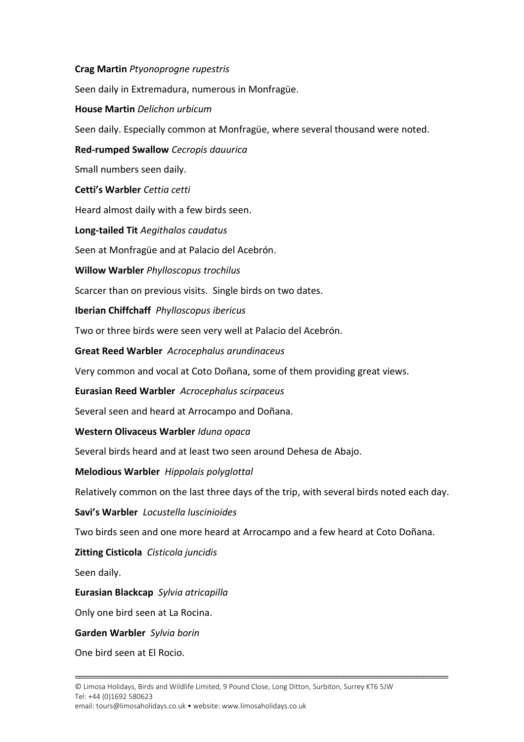**Crag Martin** *Ptyonoprogne rupestris*

Seen daily in Extremadura, numerous in Monfragüe.

**House Martin** *Delichon urbicum*

Seen daily. Especially common at Monfragüe, where several thousand were noted.

**Red-rumped Swallow** *Cecropis dauurica*

Small numbers seen daily.

**Cetti's Warbler** *Cettia cetti*

Heard almost daily with a few birds seen.

**Long-tailed Tit** *Aegithalos caudatus*

Seen at Monfragüe and at Palacio del Acebrón.

**Willow Warbler** *Phylloscopus trochilus*

Scarcer than on previous visits. Single birds on two dates.

**Iberian Chiffchaff** *Phylloscopus ibericus*

Two or three birds were seen very well at Palacio del Acebrón.

**Great Reed Warbler** *Acrocephalus arundinaceus*

Very common and vocal at Coto Doñana, some of them providing great views.

**Eurasian Reed Warbler** *Acrocephalus scirpaceus*

Several seen and heard at Arrocampo and Doñana.

**Western Olivaceus Warbler** *Iduna opaca*

Several birds heard and at least two seen around Dehesa de Abajo.

**Melodious Warbler** *Hippolais polyglottal*

Relatively common on the last three days of the trip, with several birds noted each day.

**Savi's Warbler** *Locustella luscinioides*

Two birds seen and one more heard at Arrocampo and a few heard at Coto Doñana.

**Zitting Cisticola** *Cisticola juncidis*

Seen daily.

**Eurasian Blackcap** *Sylvia atricapilla*

Only one bird seen at La Rocina.

**Garden Warbler** *Sylvia borin*

One bird seen at El Rocio.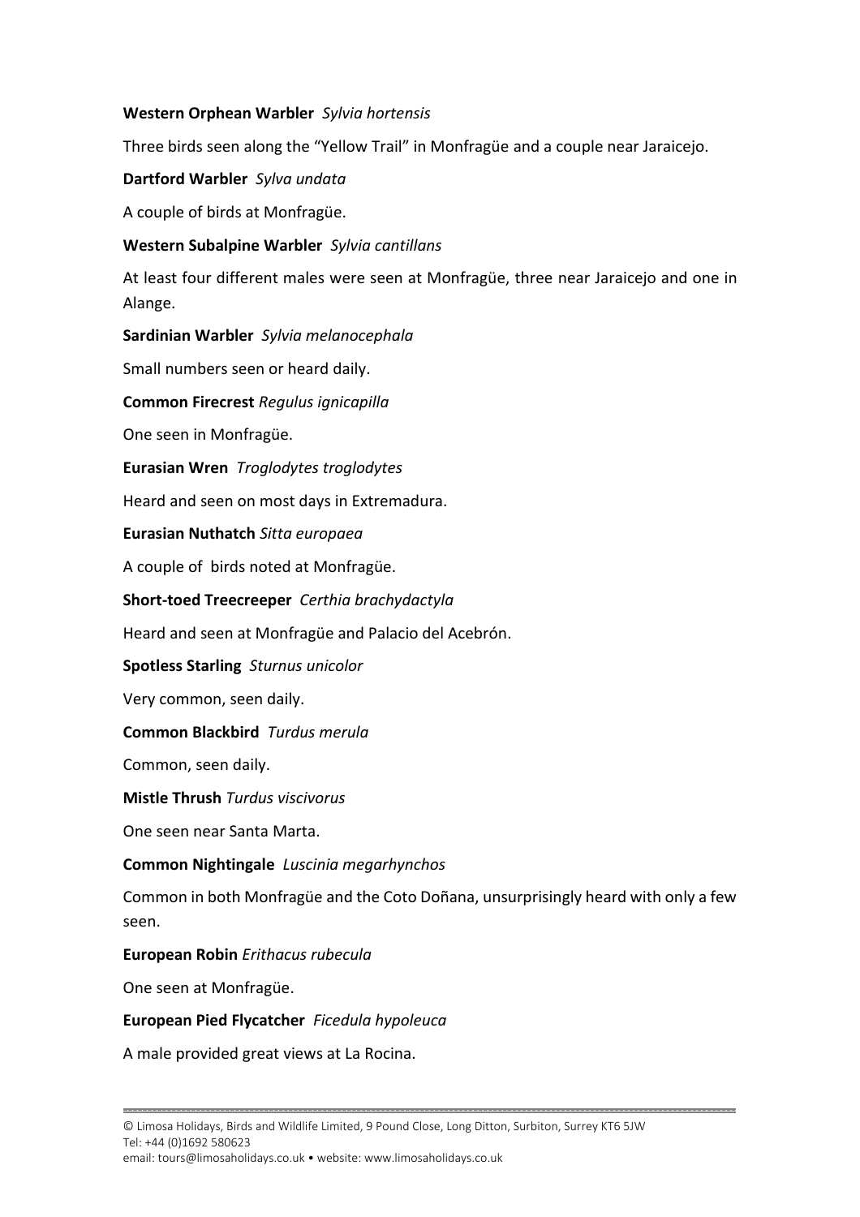**Western Orphean Warbler** *Sylvia hortensis*

Three birds seen along the "Yellow Trail" in Monfragüe and a couple near Jaraicejo.

**Dartford Warbler** *Sylva undata*

A couple of birds at Monfragüe.

**Western Subalpine Warbler** *Sylvia cantillans*

At least four different males were seen at Monfragüe, three near Jaraicejo and one in Alange.

**Sardinian Warbler** *Sylvia melanocephala*

Small numbers seen or heard daily.

**Common Firecrest** *Regulus ignicapilla*

One seen in Monfragüe.

**Eurasian Wren** *Troglodytes troglodytes*

Heard and seen on most days in Extremadura.

**Eurasian Nuthatch** *Sitta europaea*

A couple of birds noted at Monfragüe.

**Short-toed Treecreeper** *Certhia brachydactyla*

Heard and seen at Monfragüe and Palacio del Acebrón.

**Spotless Starling** *Sturnus unicolor*

Very common, seen daily.

**Common Blackbird** *Turdus merula*

Common, seen daily.

**Mistle Thrush** *Turdus viscivorus*

One seen near Santa Marta.

**Common Nightingale** *Luscinia megarhynchos*

Common in both Monfragüe and the Coto Doñana, unsurprisingly heard with only a few seen.

**European Robin** *Erithacus rubecula*

One seen at Monfragüe.

**European Pied Flycatcher** *Ficedula hypoleuca*

A male provided great views at La Rocina.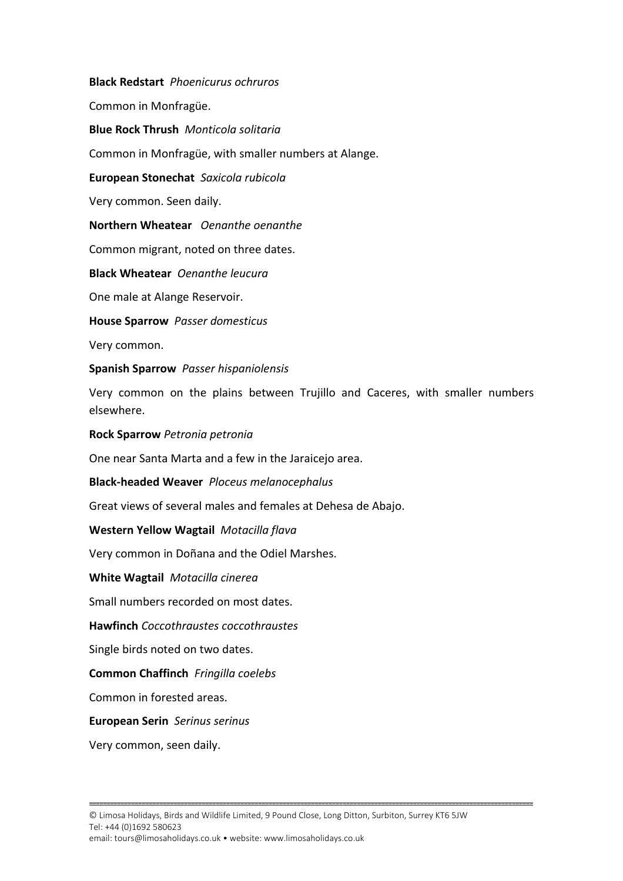**Black Redstart** *Phoenicurus ochruros*

Common in Monfragüe.

**Blue Rock Thrush** *Monticola solitaria*

Common in Monfragüe, with smaller numbers at Alange.

**European Stonechat** *Saxicola rubicola*

Very common. Seen daily.

**Northern Wheatear** *Oenanthe oenanthe*

Common migrant, noted on three dates.

**Black Wheatear** *Oenanthe leucura*

One male at Alange Reservoir.

**House Sparrow** *Passer domesticus*

Very common.

**Spanish Sparrow** *Passer hispaniolensis*

Very common on the plains between Trujillo and Caceres, with smaller numbers elsewhere.

**Rock Sparrow** *Petronia petronia*

One near Santa Marta and a few in the Jaraicejo area.

**Black-headed Weaver** *Ploceus melanocephalus*

Great views of several males and females at Dehesa de Abajo.

**Western Yellow Wagtail** *Motacilla flava*

Very common in Doñana and the Odiel Marshes.

**White Wagtail** *Motacilla cinerea*

Small numbers recorded on most dates.

**Hawfinch** *Coccothraustes coccothraustes*

Single birds noted on two dates.

**Common Chaffinch** *Fringilla coelebs*

Common in forested areas.

**European Serin** *Serinus serinus*

Very common, seen daily.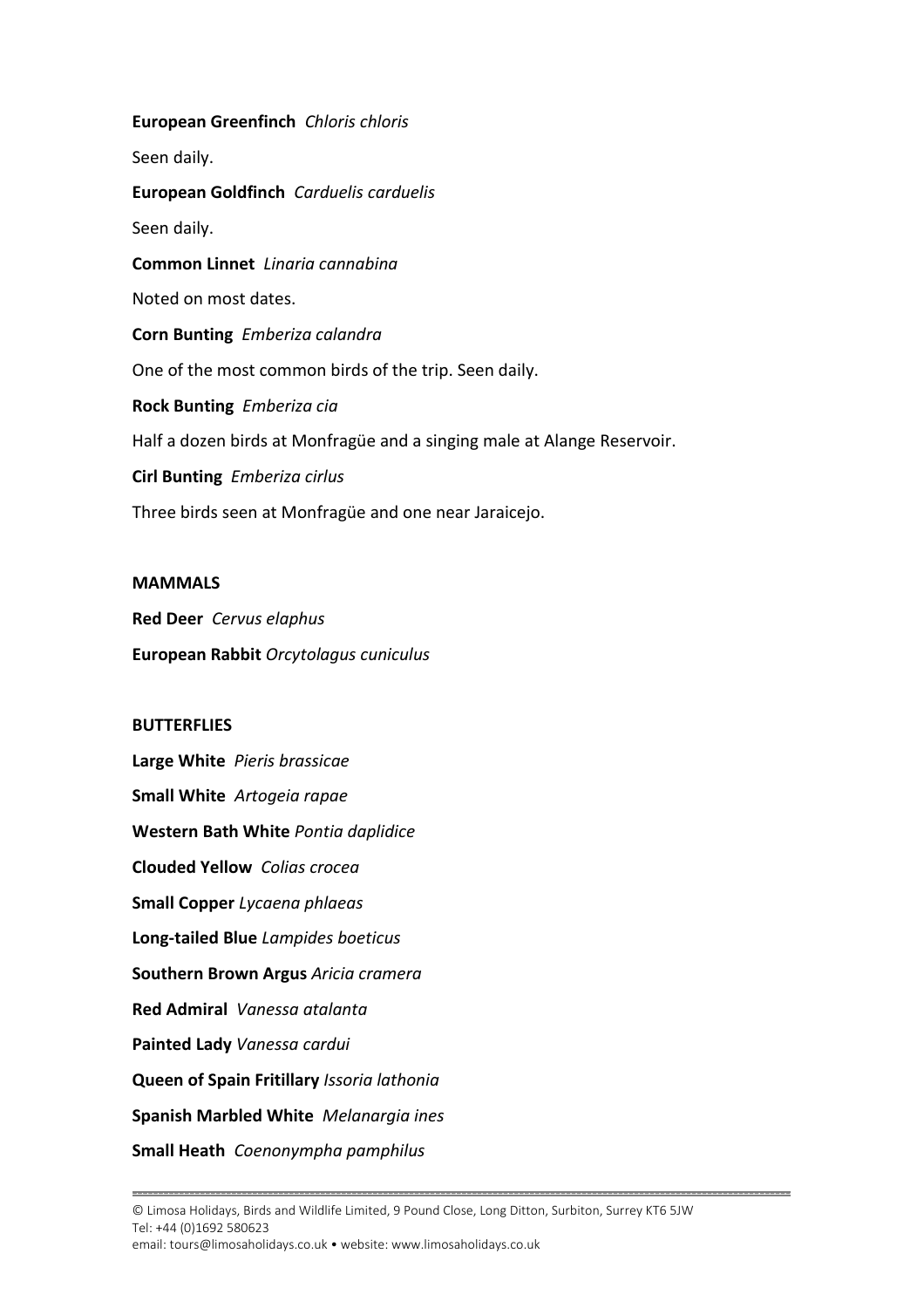**European Greenfinch** *Chloris chloris*

Seen daily.

**European Goldfinch** *Carduelis carduelis*

Seen daily.

**Common Linnet** *Linaria cannabina*

Noted on most dates.

**Corn Bunting** *Emberiza calandra*

One of the most common birds of the trip. Seen daily.

**Rock Bunting** *Emberiza cia*

Half a dozen birds at Monfragüe and a singing male at Alange Reservoir.

**Cirl Bunting** *Emberiza cirlus*

Three birds seen at Monfragüe and one near Jaraicejo.

## MAMMALS

**Red Deer** *Cervus elaphus*

**European Rabbit** *Orcytolagus cuniculus*

## BUTTERFLIES

**Large White** *Pieris brassicae*

**Small White** *Artogeia rapae*

**Western Bath White** *Pontia daplidice*

**Clouded Yellow** *Colias crocea*

**Small Copper** *Lycaena phlaeas*

**Long-tailed Blue** *Lampides boeticus*

**Southern Brown Argus** *Aricia cramera*

**Red Admiral** *Vanessa atalanta*

**Painted Lady** *Vanessa cardui*

**Queen of Spain Fritillary** *Issoria lathonia*

**Spanish Marbled White** *Melanargia ines*

**Small Heath** *Coenonympha pamphilus*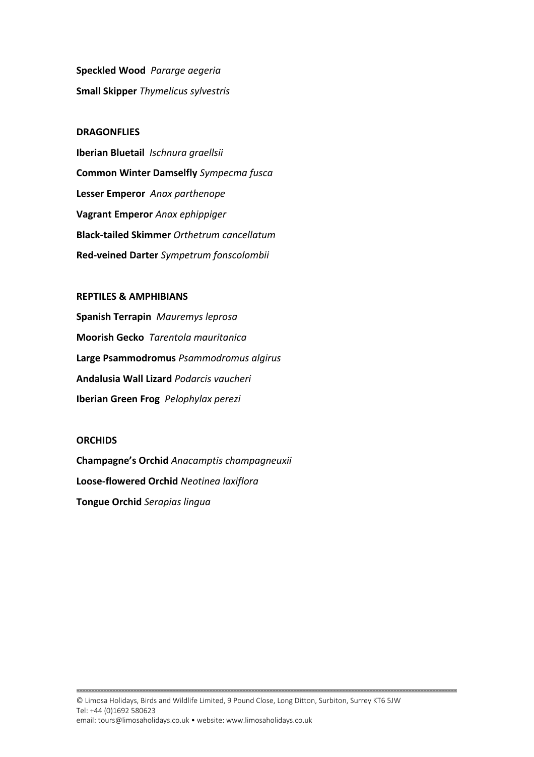**Speckled Wood** *Pararge aegeria*

**Small Skipper** *Thymelicus sylvestris*

**DRAGONFLIES**

**Iberian Bluetail** *Ischnura graellsii*

**Common Winter Damselfly** *Sympecma fusca*

**Lesser Emperor** *Anax parthenope*

**Vagrant Emperor** *Anax ephippiger*

**Black-tailed Skimmer** *Orthetrum cancellatum*

**Red-veined Darter** *Sympetrum fonscolombii*

**REPTILES & AMPHIBIANS**

**Spanish Terrapin** *Mauremys leprosa*

**Moorish Gecko** *Tarentola mauritanica*

**Large Psammodromus** *Psammodromus algirus*

**Andalusia Wall Lizard** *Podarcis vaucheri*

**Iberian Green Frog** *Pelophylax perezi*

**ORCHIDS**

**Champagne's Orchid** *Anacamptis champagneuxii*

**Loose-flowered Orchid** *Neotinea laxiflora*

**Tongue Orchid** *Serapias lingua*